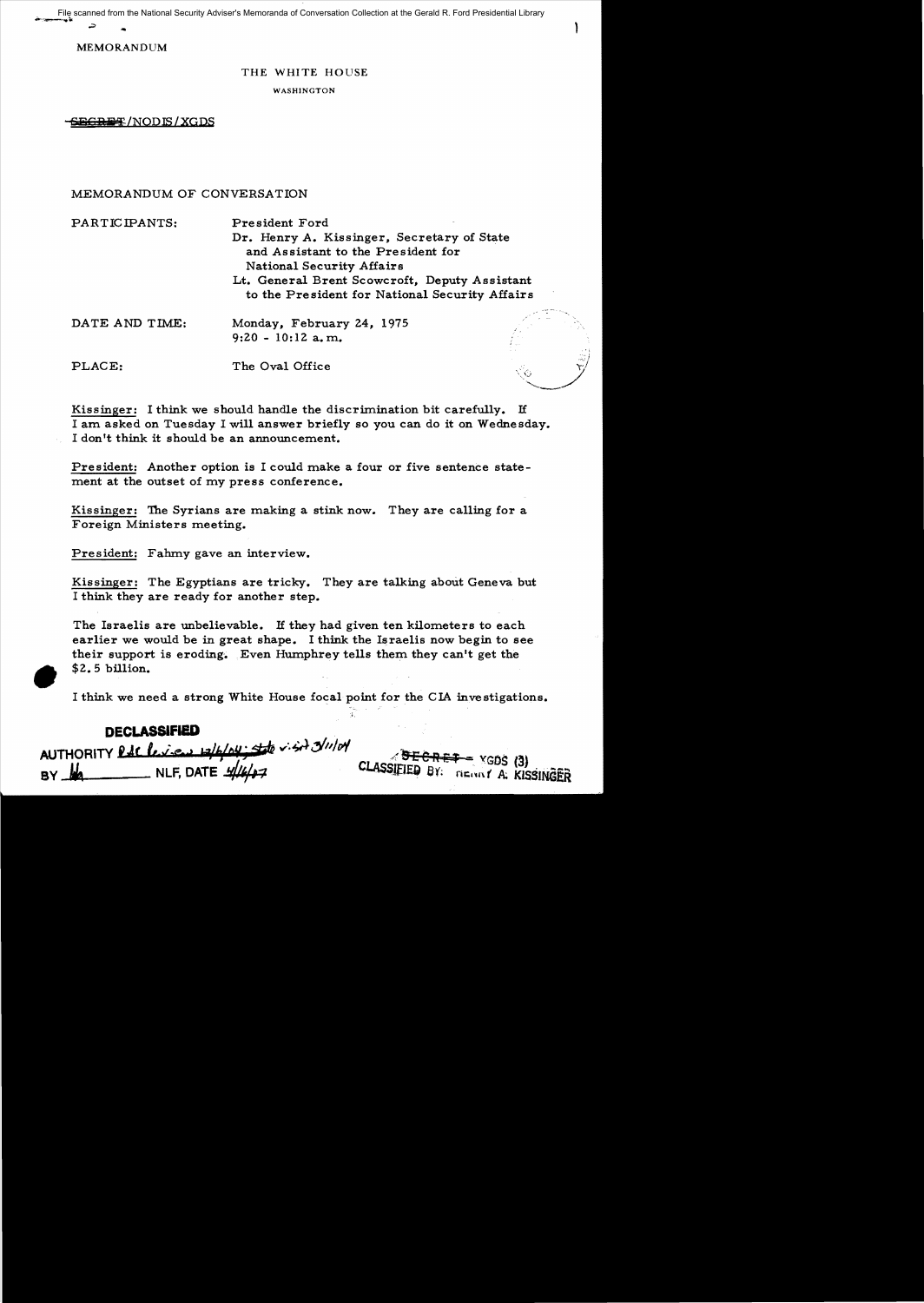File scanned from the National Security Adviser's Memoranda of Conversation Collection at the Gerald R. Ford Presidential Library

MEMORANDUM

THE WHITE HOUSE

WASHINGTON

~~SECRET~~/NODIS/XGDS

MEMORANDUM OF CONVERSATION

PARTICIPANTS: President Ford
Dr. Henry A. Kissinger, Secretary of State and Assistant to the President for National Security Affairs
Lt. General Brent Scowcroft, Deputy Assistant to the President for National Security Affairs

DATE AND TIME: Monday, February 24, 1975
9:20 - 10:12 a.m.

PLACE: The Oval Office

Kissinger: I think we should handle the discrimination bit carefully. If I am asked on Tuesday I will answer briefly so you can do it on Wednesday. I don't think it should be an announcement.

President: Another option is I could make a four or five sentence statement at the outset of my press conference.

Kissinger: The Syrians are making a stink now. They are calling for a Foreign Ministers meeting.

President: Fahmy gave an interview.

Kissinger: The Egyptians are tricky. They are talking about Geneva but I think they are ready for another step.

The Israelis are unbelievable. If they had given ten kilometers to each earlier we would be in great shape. I think the Israelis now begin to see their support is eroding. Even Humphrey tells them they can't get the $2.5 billion.

I think we need a strong White House focal point for the CIA investigations.

DECLASSIFIED
AUTHORITY PAC Review 12/6/04; State v.s.t 3/11/04
BY [initials] NLF, DATE 4/16/07

~~SECRET~~ - XGDS (3)
CLASSIFIED BY: HENRY A. KISSINGER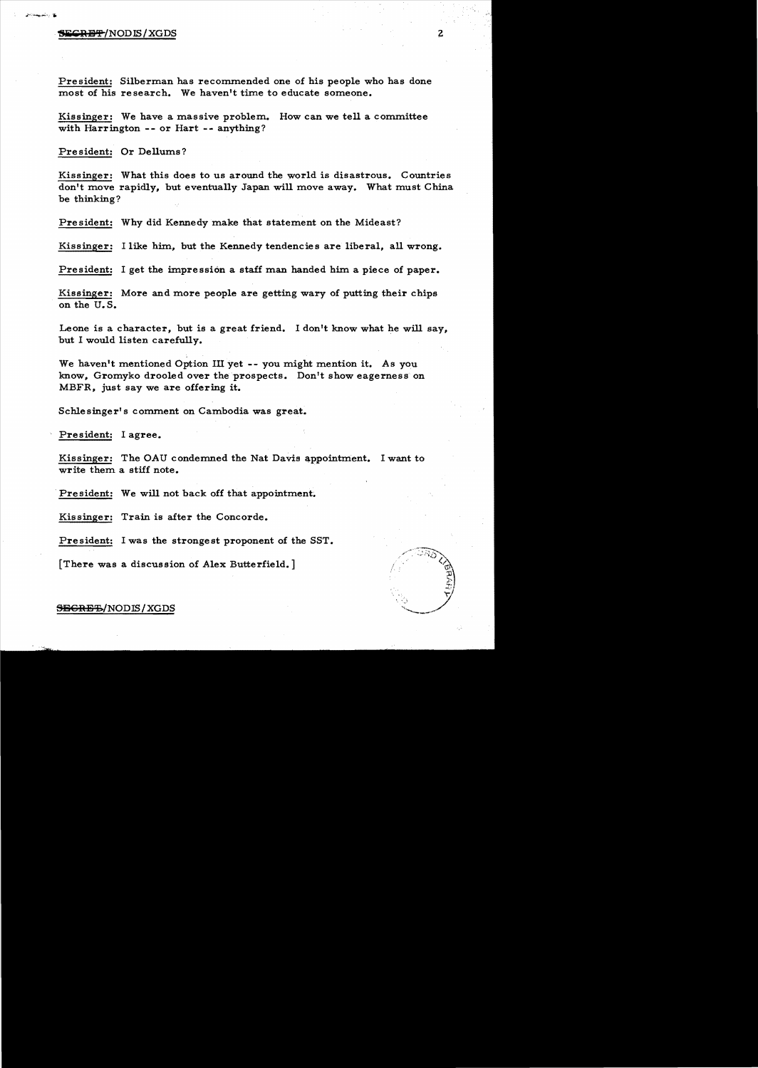President: Silberman has recommended one of his people who has done most of his research. We haven't time to educate someone.

Kissinger: We have a massive problem. How can we tell a committee with Harrington -- or Hart -- anything?

President: Or Dellums?

Kissinger: What this does to us around the world is disastrous. Countries don't move rapidly, but eventually Japan will move away. What must China be thinking?

President: Why did Kennedy make that statement on the Mideast?

Kissinger: I like him, but the Kennedy tendencies are liberal, all wrong.

President: I get the impression a staff man handed him a piece of paper.

Kissinger: More and more people are getting wary of putting their chips on the U.S.

Leone is a character, but is a great friend. I don't know what he will say, but I would listen carefully.

We haven't mentioned Option III yet -- you might mention it. As you know, Gromyko drooled over the prospects. Don't show eagerness on MBFR, just say we are offering it.

Schlesinger's comment on Cambodia was great.

President: I agree.

Kissinger: The OAU condemned the Nat Davis appointment. I want to write them a stiff note.

President: We will not back off that appointment.

Kissinger: Train is after the Concorde.

President: I was the strongest proponent of the SST.

[There was a discussion of Alex Butterfield.]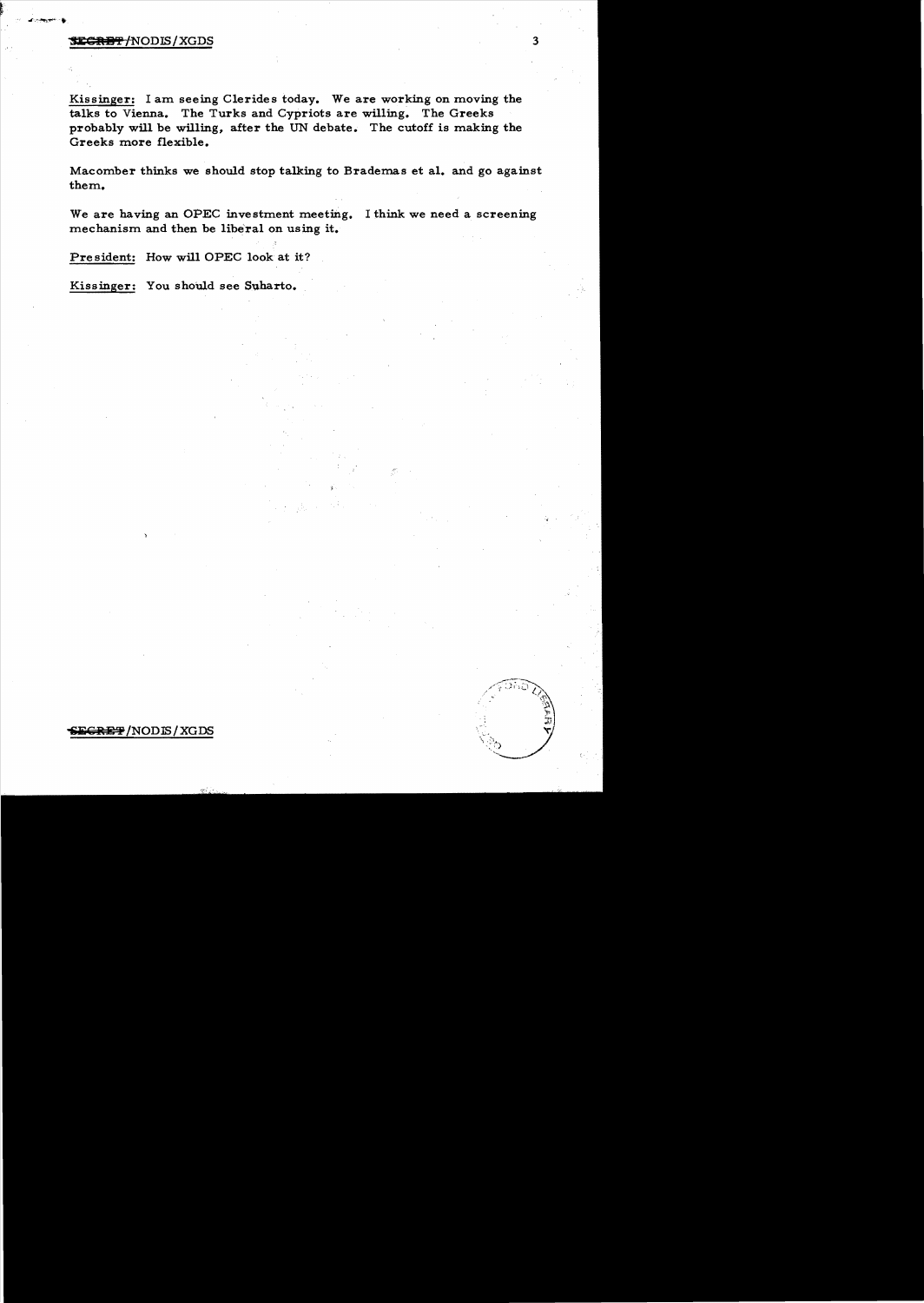**Kissinger:** I am seeing Clerides today. We are working on moving the talks to Vienna. The Turks and Cypriots are willing. The Greeks probably will be willing, after the UN debate. The cutoff is making the Greeks more flexible.

Macomber thinks we should stop talking to Brademas et al. and go against them.

We are having an OPEC investment meeting. I think we need a screening mechanism and then be liberal on using it.

**President:** How will OPEC look at it?

**Kissinger:** You should see Suharto.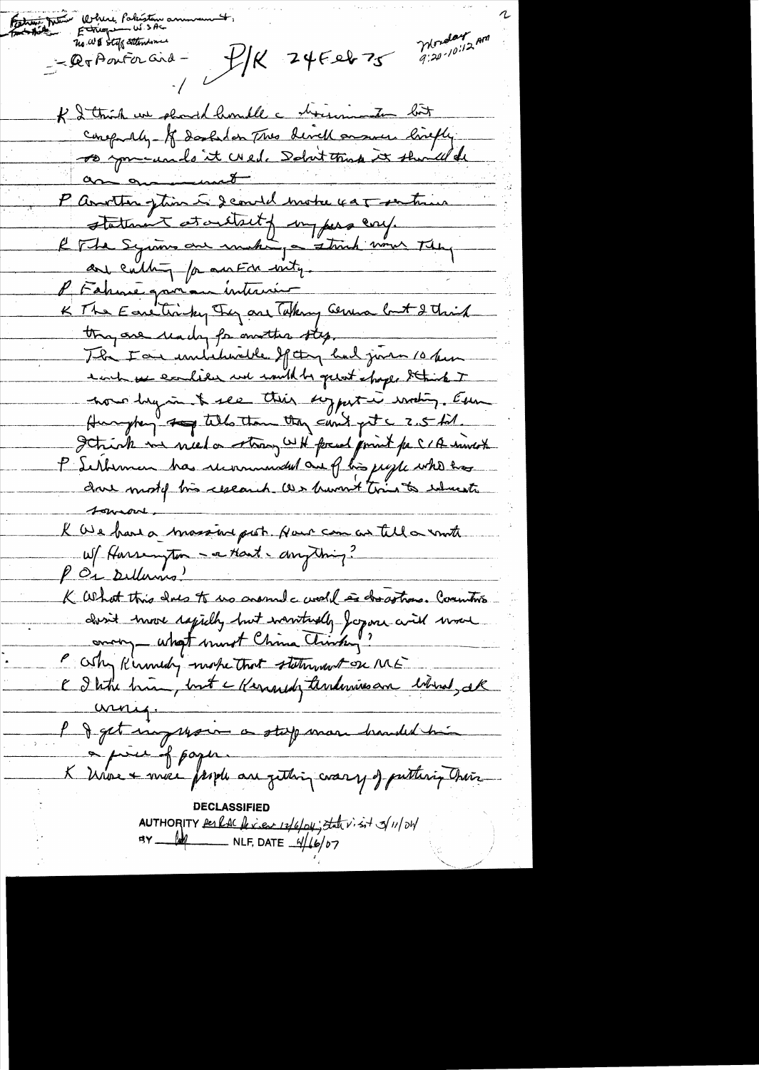Bhutto
Ethiopia – US SAC
No US staff attendance
– Q re Ponfor aid –

P/K 24 Feb 75

Monday 9:20-10:12 AM

K I think we should handle c discrimination but carefully. If Sosholan Thus Dirkell answers briefly – to you – and do it as Wed. I don't think it should be an announcement.

P Another question is I could make a 1 sentence statement at outset of my press conf.

K The Syrians are making a strict move. They are calling for an Eu unity.

P Fahmi gave an interview.

K The Egyptians say they are talking Geneva but I think they are ready for another step.

The IO are unbelievable. If they had given 10 hrs. each or earlier we would be in great shape. I think I now beginning to see this support is eroding. Even Humphrey says tells them they can't get c 2.5 bil.

I think we need a strong WH focal point for C/A money.

P Seidman has recommended one of his people who has done most of his research. We haven't tried to educate someone.

K We have a massive job. How can we tell a mutt w/ Harrington – a Hart – anything?

P Or Dellums!

K What this does to us around c world is disastrous. Countries don't move rapidly but eventually Japan will move away – what must China think?

P Why Kennedy make that statement on ME.

K I like him, but c Kennedy tendencies are liberal, ok wrong.

P I get impression a staff man handed him a piece of paper.

K More + more people are getting wary of putting their

DECLASSIFIED
AUTHORITY per RAC Review 12/6/04; State v.i.st 3/11/04
BY ___ NLF, DATE 4/16/07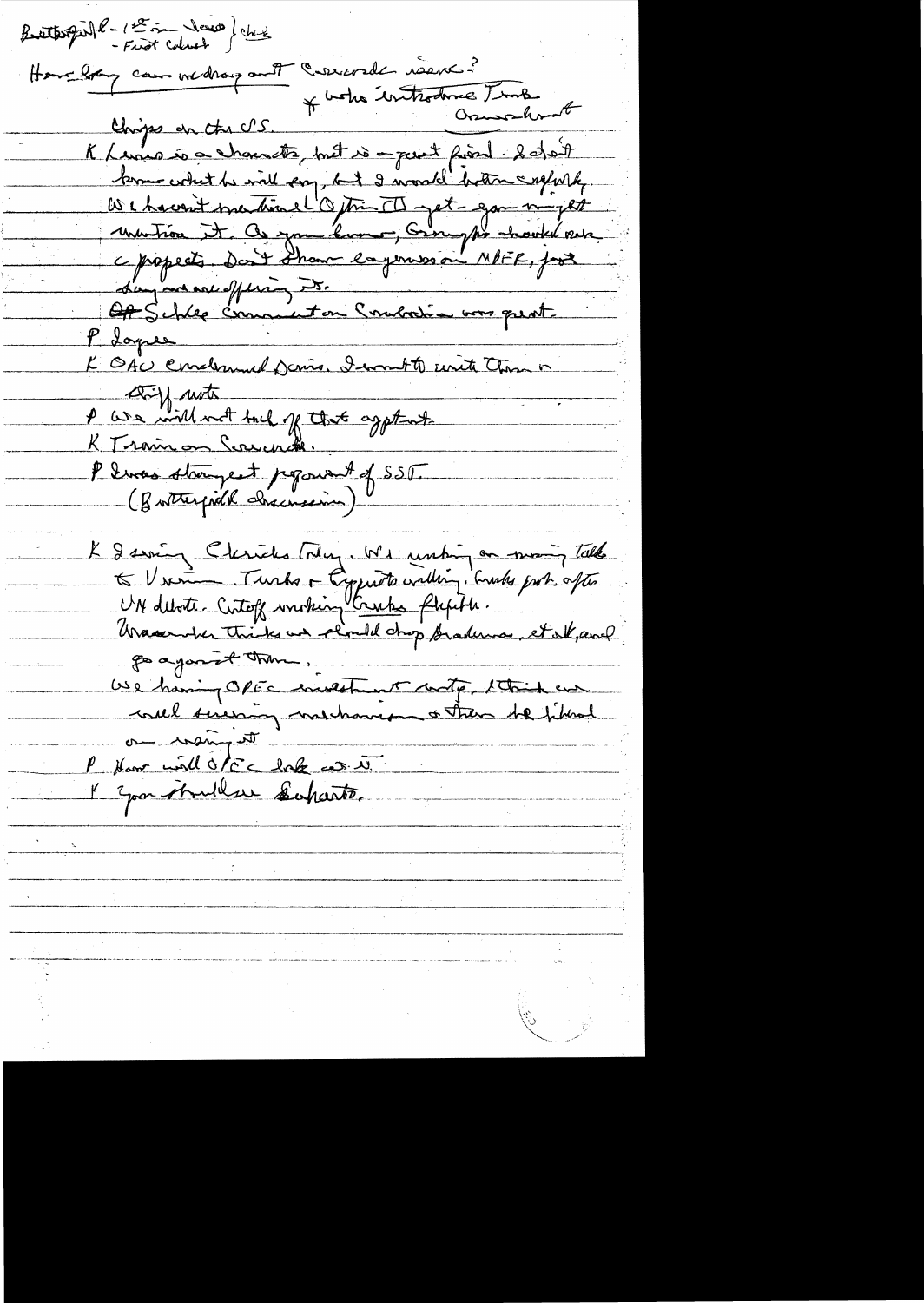Butterfield - 1st in class } check
- First Cabinet

How long can we drag out Caracas issue?
\* who introduced Turk
Chips on the US. Amendment

K Lewis is a character, but is a great friend. I don't know what he will say, but I would listen carefully. We haven't mentioned Option III yet - you might mention it. As you know, Giscard's disturbed re prospects. Don't show eagerness on MBFR, just say we are offering it.

OP Schlee Commentator Sonnenfeldt was great.

P Lopez

K OAS condemned Davis. I want to write them a stiff note

P We will not back off that appointment.

K Train on Secretariat.

P I was strongest proponent of SST.
(Butterfield discussion)

K I saw Clerides today. We're working on moving talks to Vienna. Turks & Cypriots willing. Greeks put off after UN debate. Cutoff making Greeks playful.
Ursan[?] thinks we should drop Bradenas, et al, and go against them.
We having OPEC investment watch. I think we will succeed in mechanism & then be liberal on using it.

P How will OPEC look at it.

K You should see Bolharto.